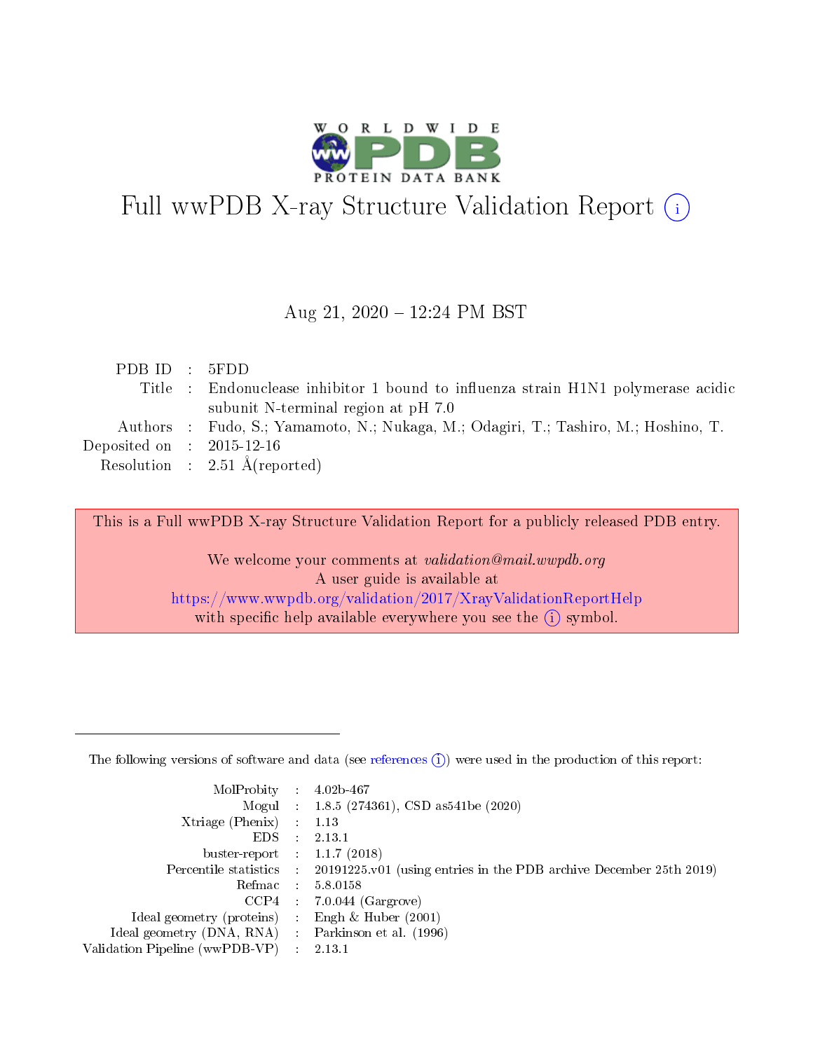# Full wwPDB X-ray Structure Validation Report (i)

Aug 21, 2020 – 12:24 PM BST

| | | |
|---|---|---|
| PDB ID | : | 5FDD |
| Title | : | Endonuclease inhibitor 1 bound to influenza strain H1N1 polymerase acidic subunit N-terminal region at pH 7.0 |
| Authors | : | Fudo, S.; Yamamoto, N.; Nukaga, M.; Odagiri, T.; Tashiro, M.; Hoshino, T. |
| Deposited on | : | 2015-12-16 |
| Resolution | : | 2.51 Å(reported) |

This is a Full wwPDB X-ray Structure Validation Report for a publicly released PDB entry.

We welcome your comments at *validation@mail.wwpdb.org*
A user guide is available at
https://www.wwpdb.org/validation/2017/XrayValidationReportHelp
with specific help available everywhere you see the (i) symbol.

---

The following versions of software and data (see references (i)) were used in the production of this report:

| | | |
|---|---|---|
| MolProbity | : | 4.02b-467 |
| Mogul | : | 1.8.5 (274361), CSD as541be (2020) |
| Xtriage (Phenix) | : | 1.13 |
| EDS | : | 2.13.1 |
| buster-report | : | 1.1.7 (2018) |
| Percentile statistics | : | 20191225.v01 (using entries in the PDB archive December 25th 2019) |
| Refmac | : | 5.8.0158 |
| CCP4 | : | 7.0.044 (Gargrove) |
| Ideal geometry (proteins) | : | Engh & Huber (2001) |
| Ideal geometry (DNA, RNA) | : | Parkinson et al. (1996) |
| Validation Pipeline (wwPDB-VP) | : | 2.13.1 |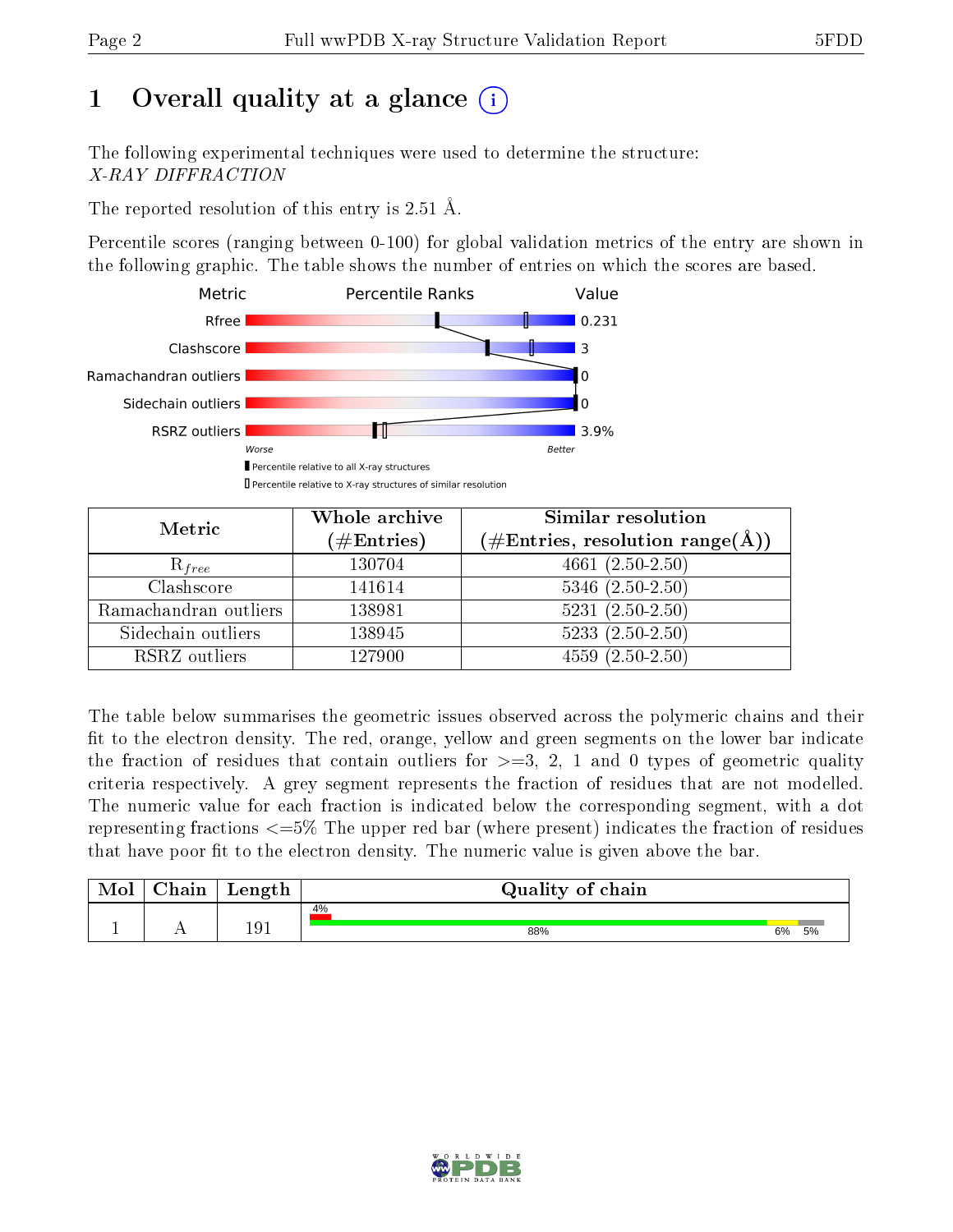# 1 Overall quality at a glance (i)

The following experimental techniques were used to determine the structure:
*X-RAY DIFFRACTION*

The reported resolution of this entry is 2.51 Å.

Percentile scores (ranging between 0-100) for global validation metrics of the entry are shown in the following graphic. The table shows the number of entries on which the scores are based.

| Metric | Value |
|---|---|
| Rfree | 0.231 |
| Clashscore | 3 |
| Ramachandran outliers | 0 |
| Sidechain outliers | 0 |
| RSRZ outliers | 3.9% |

Worse — Better

▮ Percentile relative to all X-ray structures
▯ Percentile relative to X-ray structures of similar resolution

| Metric | Whole archive (#Entries) | Similar resolution (#Entries, resolution range(Å)) |
|---|---|---|
| $R_{free}$ | 130704 | 4661 (2.50-2.50) |
| Clashscore | 141614 | 5346 (2.50-2.50) |
| Ramachandran outliers | 138981 | 5231 (2.50-2.50) |
| Sidechain outliers | 138945 | 5233 (2.50-2.50) |
| RSRZ outliers | 127900 | 4559 (2.50-2.50) |

The table below summarises the geometric issues observed across the polymeric chains and their fit to the electron density. The red, orange, yellow and green segments on the lower bar indicate the fraction of residues that contain outliers for >=3, 2, 1 and 0 types of geometric quality criteria respectively. A grey segment represents the fraction of residues that are not modelled. The numeric value for each fraction is indicated below the corresponding segment, with a dot representing fractions <=5% The upper red bar (where present) indicates the fraction of residues that have poor fit to the electron density. The numeric value is given above the bar.

| Mol | Chain | Length | Quality of chain |
|---|---|---|---|
| 1 | A | 191 | 4% (poor fit); 88% green, 6% yellow, 5% grey |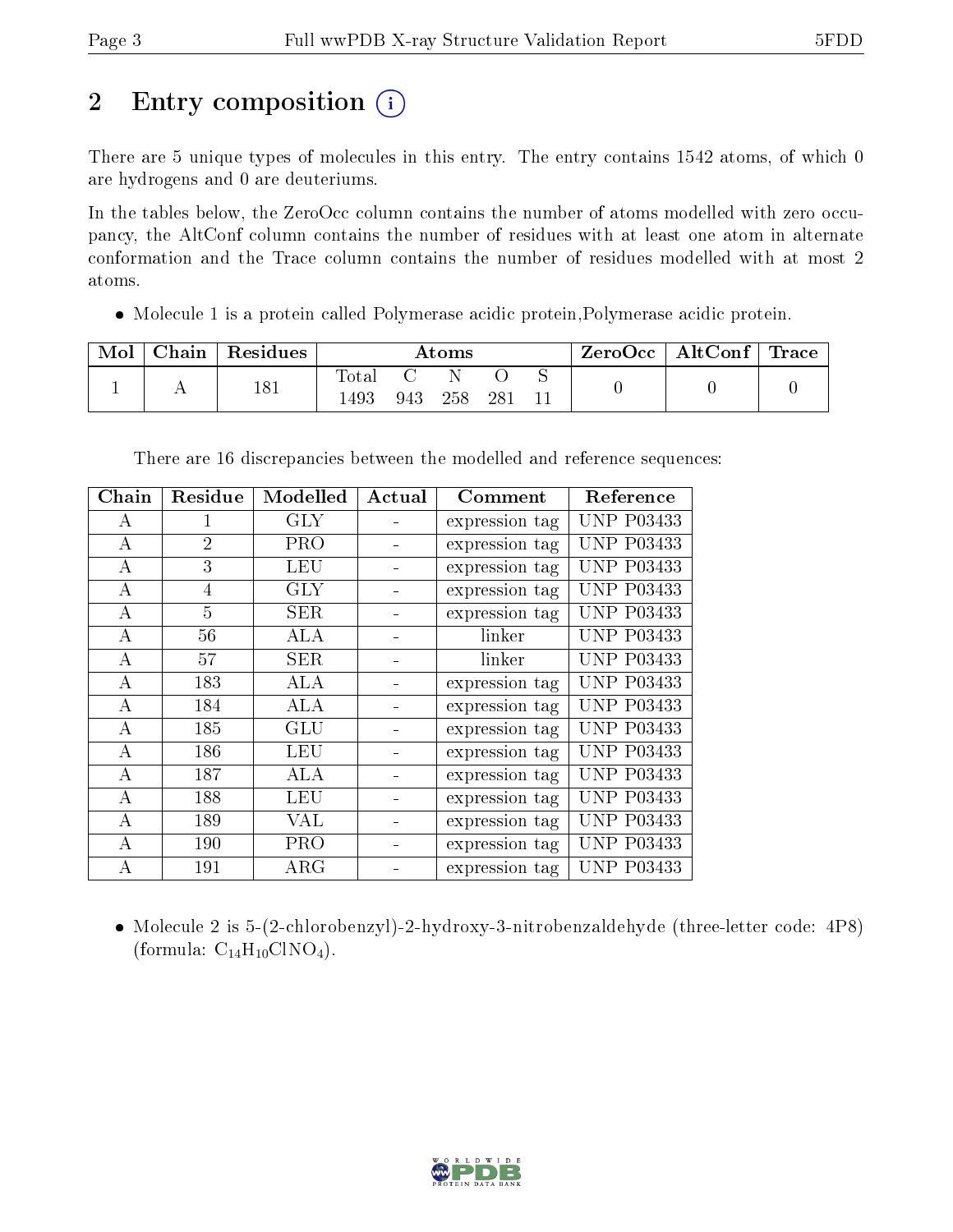## 2 Entry composition

There are 5 unique types of molecules in this entry. The entry contains 1542 atoms, of which 0 are hydrogens and 0 are deuteriums.

In the tables below, the ZeroOcc column contains the number of atoms modelled with zero occupancy, the AltConf column contains the number of residues with at least one atom in alternate conformation and the Trace column contains the number of residues modelled with at most 2 atoms.

- Molecule 1 is a protein called Polymerase acidic protein,Polymerase acidic protein.

| Mol | Chain | Residues | Atoms | | | | | ZeroOcc | AltConf | Trace |
|---|---|---|---|---|---|---|---|---|---|---|
| | | | Total | C | N | O | S | | | |
| 1 | A | 181 | 1493 | 943 | 258 | 281 | 11 | 0 | 0 | 0 |

There are 16 discrepancies between the modelled and reference sequences:

| Chain | Residue | Modelled | Actual | Comment | Reference |
|---|---|---|---|---|---|
| A | 1 | GLY | - | expression tag | UNP P03433 |
| A | 2 | PRO | - | expression tag | UNP P03433 |
| A | 3 | LEU | - | expression tag | UNP P03433 |
| A | 4 | GLY | - | expression tag | UNP P03433 |
| A | 5 | SER | - | expression tag | UNP P03433 |
| A | 56 | ALA | - | linker | UNP P03433 |
| A | 57 | SER | - | linker | UNP P03433 |
| A | 183 | ALA | - | expression tag | UNP P03433 |
| A | 184 | ALA | - | expression tag | UNP P03433 |
| A | 185 | GLU | - | expression tag | UNP P03433 |
| A | 186 | LEU | - | expression tag | UNP P03433 |
| A | 187 | ALA | - | expression tag | UNP P03433 |
| A | 188 | LEU | - | expression tag | UNP P03433 |
| A | 189 | VAL | - | expression tag | UNP P03433 |
| A | 190 | PRO | - | expression tag | UNP P03433 |
| A | 191 | ARG | - | expression tag | UNP P03433 |

- Molecule 2 is 5-(2-chlorobenzyl)-2-hydroxy-3-nitrobenzaldehyde (three-letter code: 4P8) (formula: $C_{14}H_{10}ClNO_4$).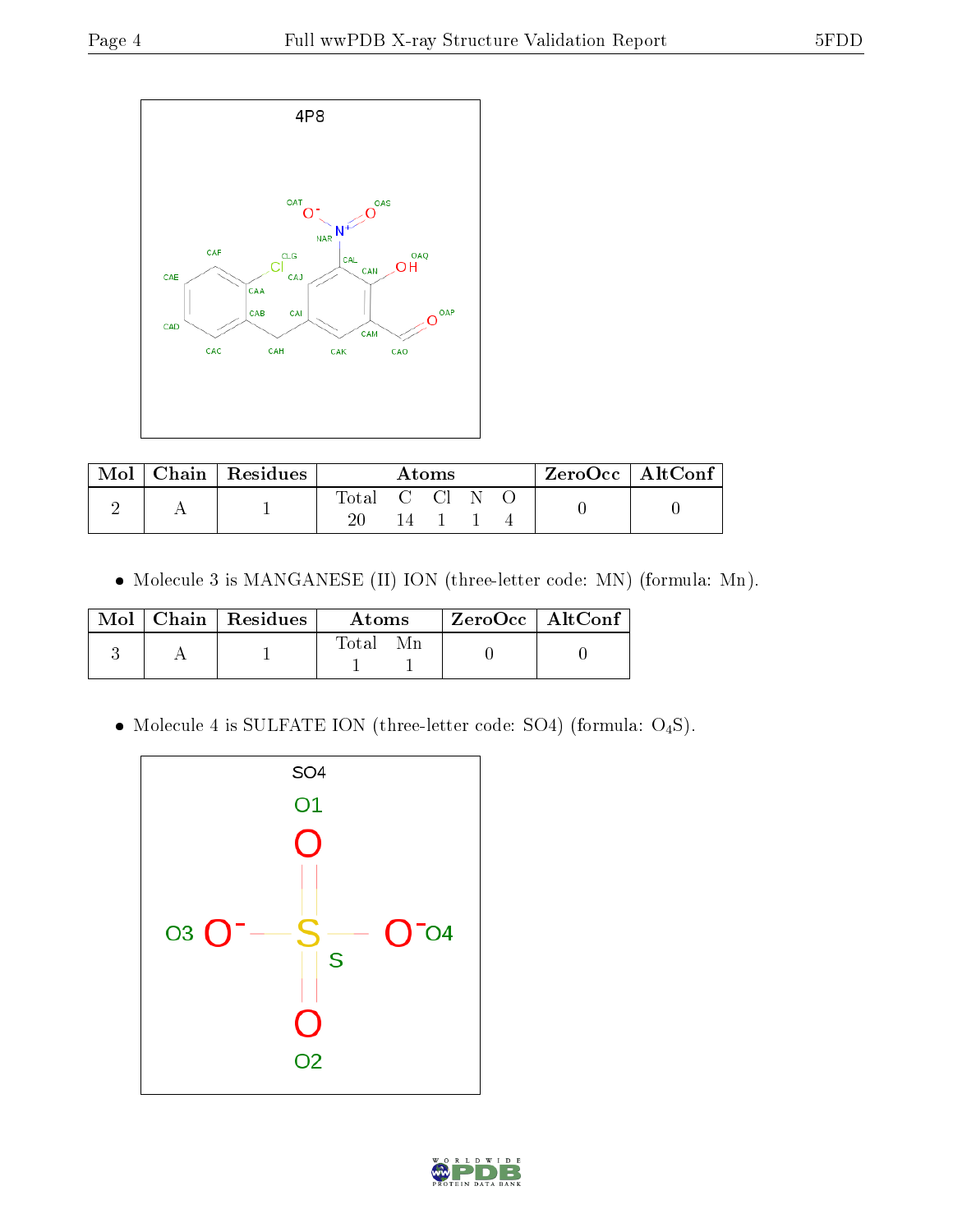| Mol | Chain | Residues | Atoms | | | | | ZeroOcc | AltConf |
|---|---|---|---|---|---|---|---|---|---|
| | | | Total | C | Cl | N | O | | |
| 2 | A | 1 | 20 | 14 | 1 | 1 | 4 | 0 | 0 |

- Molecule 3 is MANGANESE (II) ION (three-letter code: MN) (formula: Mn).

| Mol | Chain | Residues | Atoms | | ZeroOcc | AltConf |
|---|---|---|---|---|---|---|
| | | | Total | Mn | | |
| 3 | A | 1 | 1 | 1 | 0 | 0 |

- Molecule 4 is SULFATE ION (three-letter code: SO4) (formula: $O_4S$).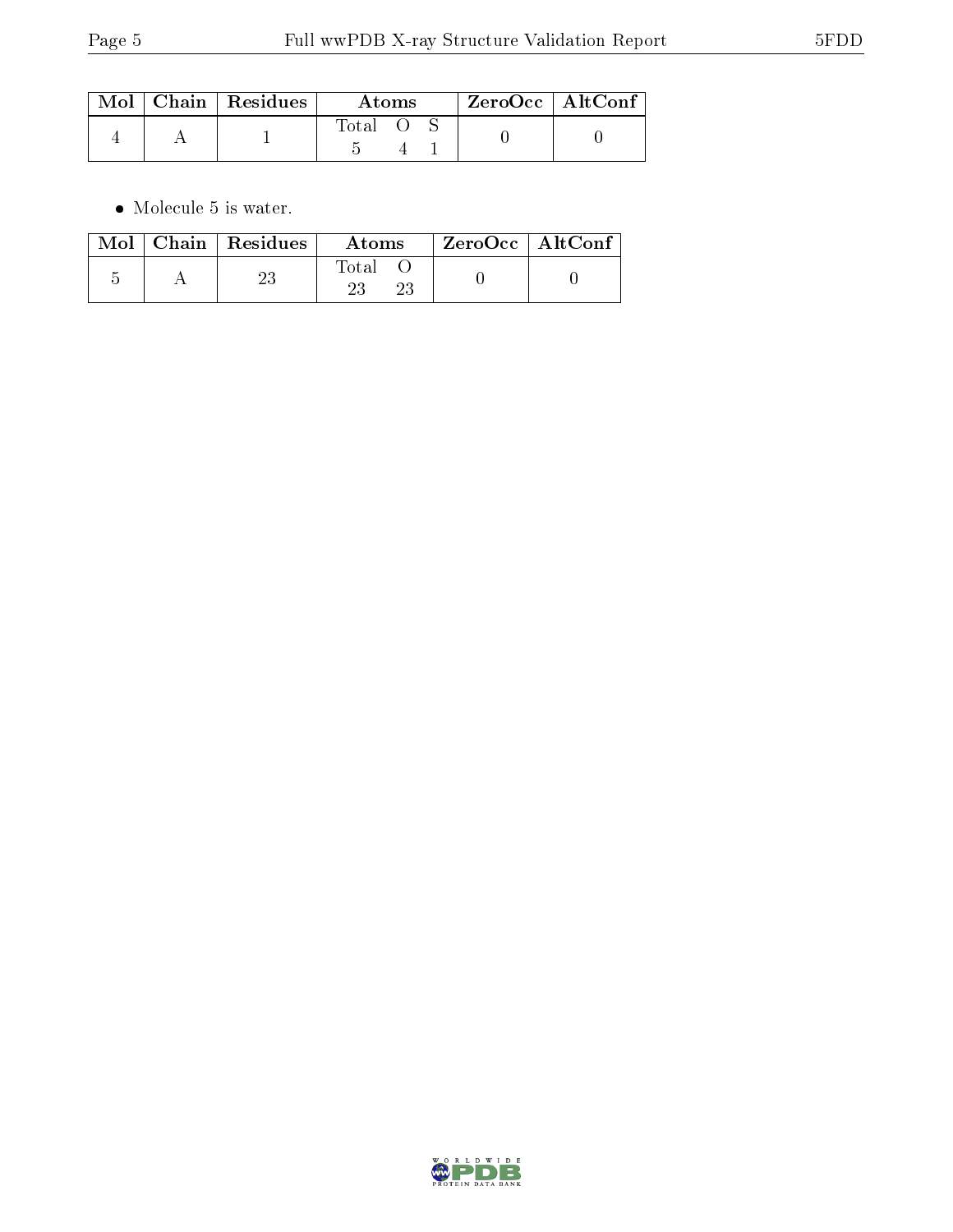| Mol | Chain | Residues | Atoms | | | ZeroOcc | AltConf |
|---|---|---|---|---|---|---|---|
| | | | Total | O | S | | |
| 4 | A | 1 | 5 | 4 | 1 | 0 | 0 |

- Molecule 5 is water.

| Mol | Chain | Residues | Atoms | | ZeroOcc | AltConf |
|---|---|---|---|---|---|---|
| | | | Total | O | | |
| 5 | A | 23 | 23 | 23 | 0 | 0 |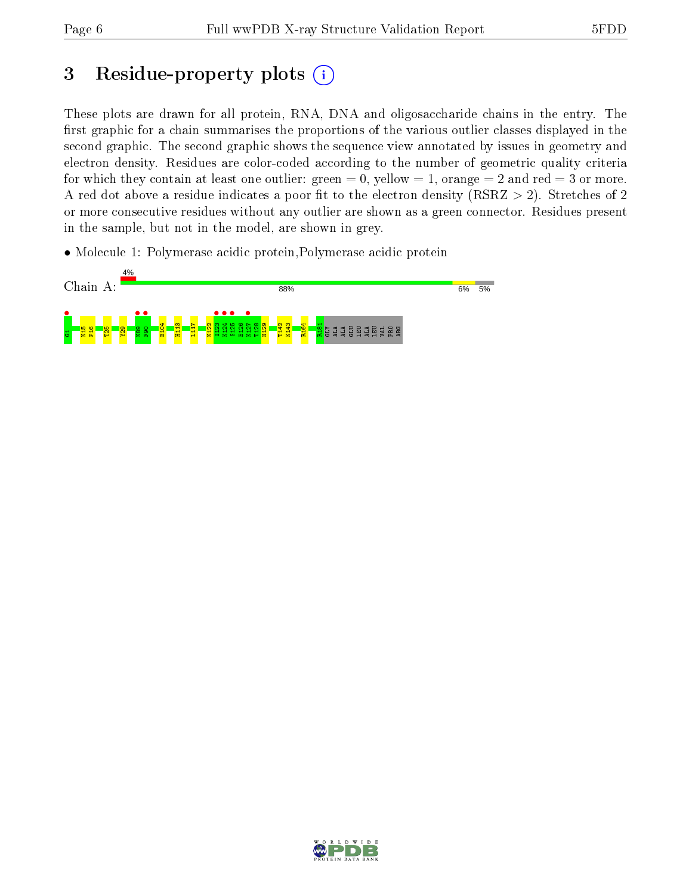# 3 Residue-property plots

These plots are drawn for all protein, RNA, DNA and oligosaccharide chains in the entry. The first graphic for a chain summarises the proportions of the various outlier classes displayed in the second graphic. The second graphic shows the sequence view annotated by issues in geometry and electron density. Residues are color-coded according to the number of geometric quality criteria for which they contain at least one outlier: green = 0, yellow = 1, orange = 2 and red = 3 or more. A red dot above a residue indicates a poor fit to the electron density (RSRZ > 2). Stretches of 2 or more consecutive residues without any outlier are shown as a green connector. Residues present in the sample, but not in the model, are shown in grey.

- Molecule 1: Polymerase acidic protein,Polymerase acidic protein

Chain A: 4% | 88% | 6% | 5%

G1 N15 P16 T25 Y29 K89 F90 E104 H113 L117 K122 I123 K124 S125 E126 K127 T128 H129 T142 K143 R164 R181 GLY ALA ALA GLU LEU ALA LEU VAL PRO ARG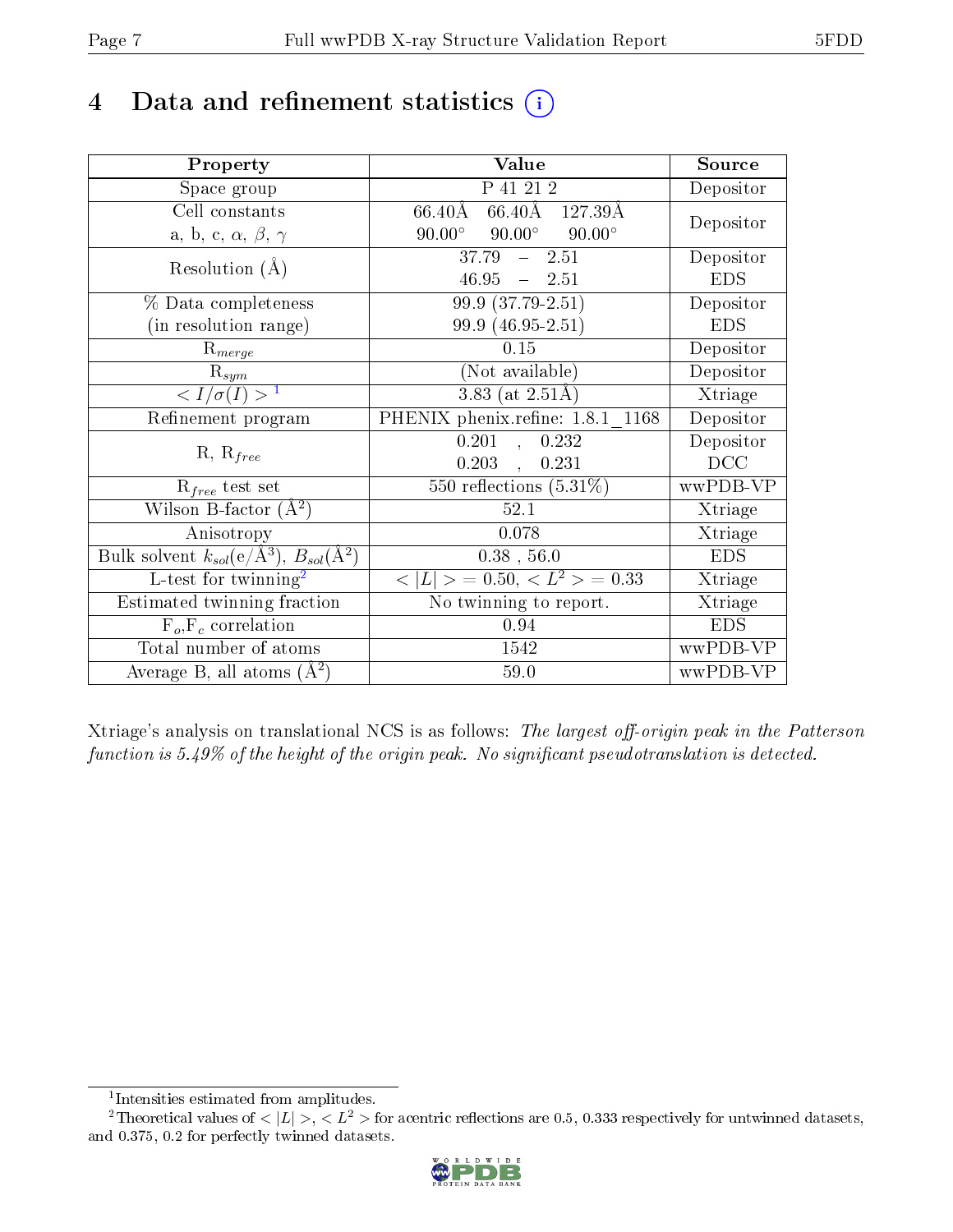# 4 Data and refinement statistics ⓘ

| Property | Value | Source |
|---|---|---|
| Space group | P 41 21 2 | Depositor |
| Cell constants<br>a, b, c, $\alpha$, $\beta$, $\gamma$ | 66.40Å 66.40Å 127.39Å<br>90.00° 90.00° 90.00° | Depositor |
| Resolution (Å) | 37.79 – 2.51<br>46.95 – 2.51 | Depositor<br>EDS |
| % Data completeness<br>(in resolution range) | 99.9 (37.79-2.51)<br>99.9 (46.95-2.51) | Depositor<br>EDS |
| $R_{merge}$ | 0.15 | Depositor |
| $R_{sym}$ | (Not available) | Depositor |
| $< I/\sigma(I) >$ [1] | 3.83 (at 2.51Å) | Xtriage |
| Refinement program | PHENIX phenix.refine: 1.8.1_1168 | Depositor |
| R, $R_{free}$ | 0.201 , 0.232<br>0.203 , 0.231 | Depositor<br>DCC |
| $R_{free}$ test set | 550 reflections (5.31%) | wwPDB-VP |
| Wilson B-factor (Å$^2$) | 52.1 | Xtriage |
| Anisotropy | 0.078 | Xtriage |
| Bulk solvent $k_{sol}$(e/Å$^3$), $B_{sol}$(Å$^2$) | 0.38 , 56.0 | EDS |
| L-test for twinning[2] | $< \|L\| >$ = 0.50, $< L^2 >$ = 0.33 | Xtriage |
| Estimated twinning fraction | No twinning to report. | Xtriage |
| $F_o$,$F_c$ correlation | 0.94 | EDS |
| Total number of atoms | 1542 | wwPDB-VP |
| Average B, all atoms (Å$^2$) | 59.0 | wwPDB-VP |

Xtriage's analysis on translational NCS is as follows: *The largest off-origin peak in the Patterson function is 5.49% of the height of the origin peak. No significant pseudotranslation is detected.*

[1] Intensities estimated from amplitudes.

[2] Theoretical values of $< |L| >$, $< L^2 >$ for acentric reflections are 0.5, 0.333 respectively for untwinned datasets, and 0.375, 0.2 for perfectly twinned datasets.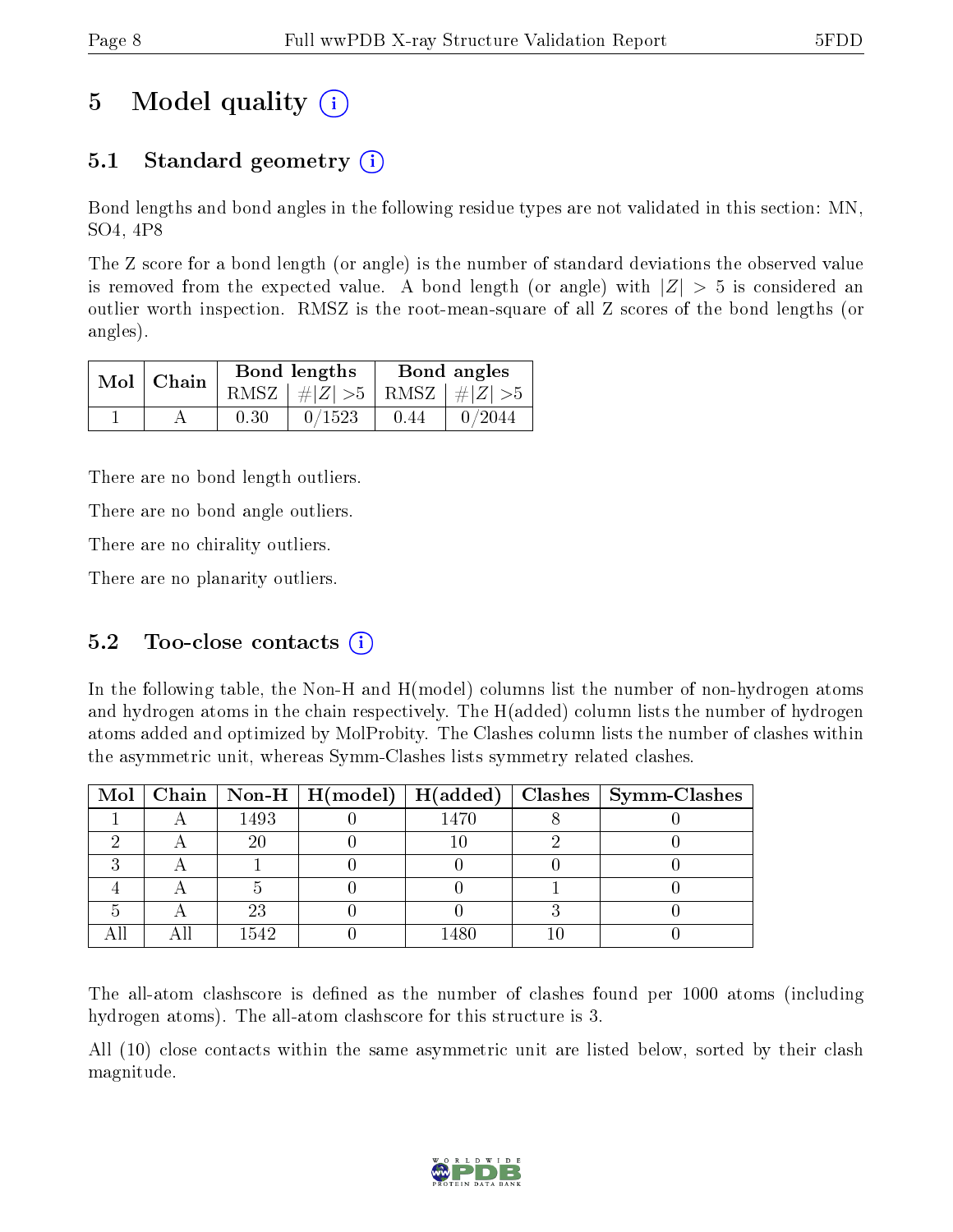# 5 Model quality (i)

## 5.1 Standard geometry (i)

Bond lengths and bond angles in the following residue types are not validated in this section: MN, SO4, 4P8

The Z score for a bond length (or angle) is the number of standard deviations the observed value is removed from the expected value. A bond length (or angle) with $|Z| > 5$ is considered an outlier worth inspection. RMSZ is the root-mean-square of all Z scores of the bond lengths (or angles).

| Mol | Chain | Bond lengths | | Bond angles | |
|---|---|---|---|---|---|
| | | RMSZ | $\#|Z| > 5$ | RMSZ | $\#|Z| > 5$ |
| 1 | A | 0.30 | 0/1523 | 0.44 | 0/2044 |

There are no bond length outliers.

There are no bond angle outliers.

There are no chirality outliers.

There are no planarity outliers.

## 5.2 Too-close contacts (i)

In the following table, the Non-H and H(model) columns list the number of non-hydrogen atoms and hydrogen atoms in the chain respectively. The H(added) column lists the number of hydrogen atoms added and optimized by MolProbity. The Clashes column lists the number of clashes within the asymmetric unit, whereas Symm-Clashes lists symmetry related clashes.

| Mol | Chain | Non-H | H(model) | H(added) | Clashes | Symm-Clashes |
|---|---|---|---|---|---|---|
| 1 | A | 1493 | 0 | 1470 | 8 | 0 |
| 2 | A | 20 | 0 | 10 | 2 | 0 |
| 3 | A | 1 | 0 | 0 | 0 | 0 |
| 4 | A | 5 | 0 | 0 | 1 | 0 |
| 5 | A | 23 | 0 | 0 | 3 | 0 |
| All | All | 1542 | 0 | 1480 | 10 | 0 |

The all-atom clashscore is defined as the number of clashes found per 1000 atoms (including hydrogen atoms). The all-atom clashscore for this structure is 3.

All (10) close contacts within the same asymmetric unit are listed below, sorted by their clash magnitude.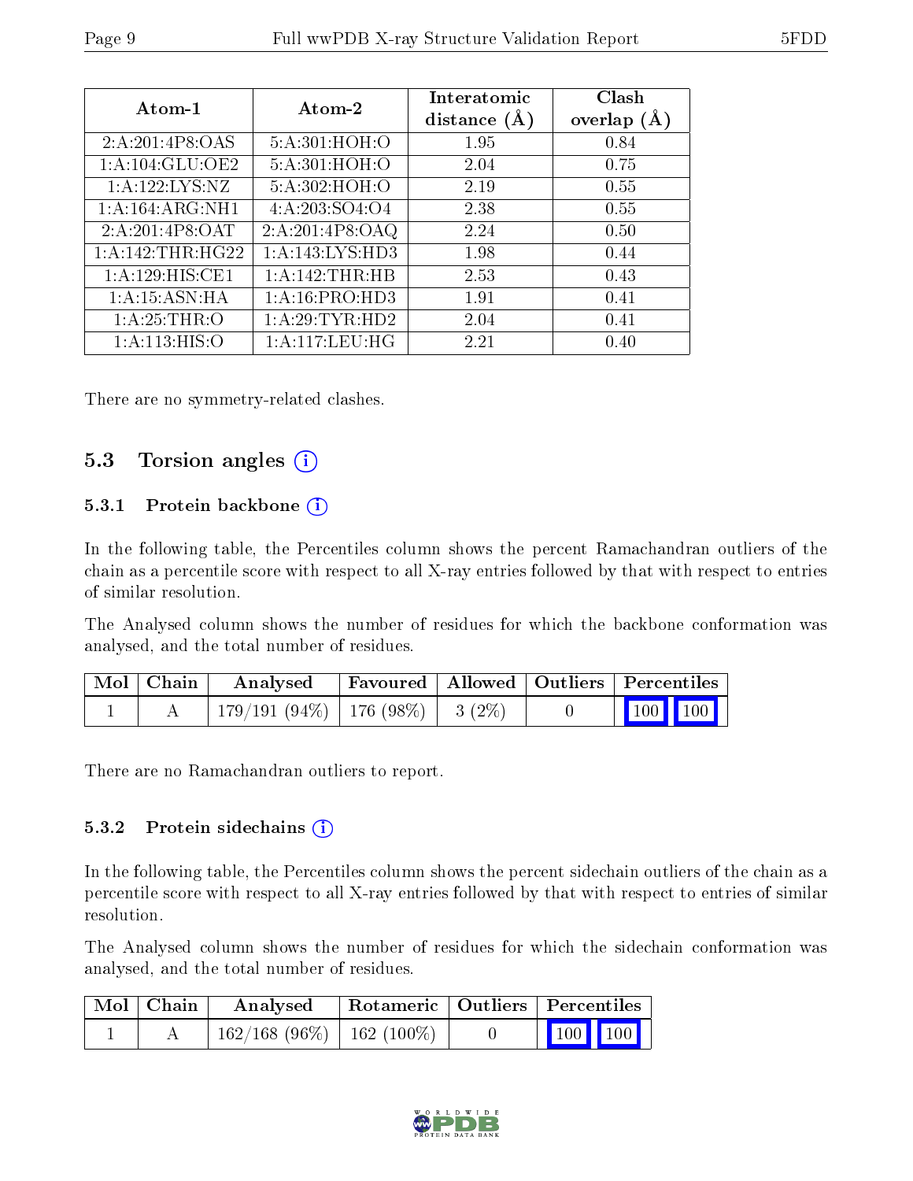| Atom-1 | Atom-2 | Interatomic distance (Å) | Clash overlap (Å) |
|---|---|---|---|
| 2:A:201:4P8:OAS | 5:A:301:HOH:O | 1.95 | 0.84 |
| 1:A:104:GLU:OE2 | 5:A:301:HOH:O | 2.04 | 0.75 |
| 1:A:122:LYS:NZ | 5:A:302:HOH:O | 2.19 | 0.55 |
| 1:A:164:ARG:NH1 | 4:A:203:SO4:O4 | 2.38 | 0.55 |
| 2:A:201:4P8:OAT | 2:A:201:4P8:OAQ | 2.24 | 0.50 |
| 1:A:142:THR:HG22 | 1:A:143:LYS:HD3 | 1.98 | 0.44 |
| 1:A:129:HIS:CE1 | 1:A:142:THR:HB | 2.53 | 0.43 |
| 1:A:15:ASN:HA | 1:A:16:PRO:HD3 | 1.91 | 0.41 |
| 1:A:25:THR:O | 1:A:29:TYR:HD2 | 2.04 | 0.41 |
| 1:A:113:HIS:O | 1:A:117:LEU:HG | 2.21 | 0.40 |

There are no symmetry-related clashes.

## 5.3 Torsion angles

### 5.3.1 Protein backbone

In the following table, the Percentiles column shows the percent Ramachandran outliers of the chain as a percentile score with respect to all X-ray entries followed by that with respect to entries of similar resolution.

The Analysed column shows the number of residues for which the backbone conformation was analysed, and the total number of residues.

| Mol | Chain | Analysed | Favoured | Allowed | Outliers | Percentiles |
|---|---|---|---|---|---|---|
| 1 | A | 179/191 (94%) | 176 (98%) | 3 (2%) | 0 | 100 100 |

There are no Ramachandran outliers to report.

### 5.3.2 Protein sidechains

In the following table, the Percentiles column shows the percent sidechain outliers of the chain as a percentile score with respect to all X-ray entries followed by that with respect to entries of similar resolution.

The Analysed column shows the number of residues for which the sidechain conformation was analysed, and the total number of residues.

| Mol | Chain | Analysed | Rotameric | Outliers | Percentiles |
|---|---|---|---|---|---|
| 1 | A | 162/168 (96%) | 162 (100%) | 0 | 100 100 |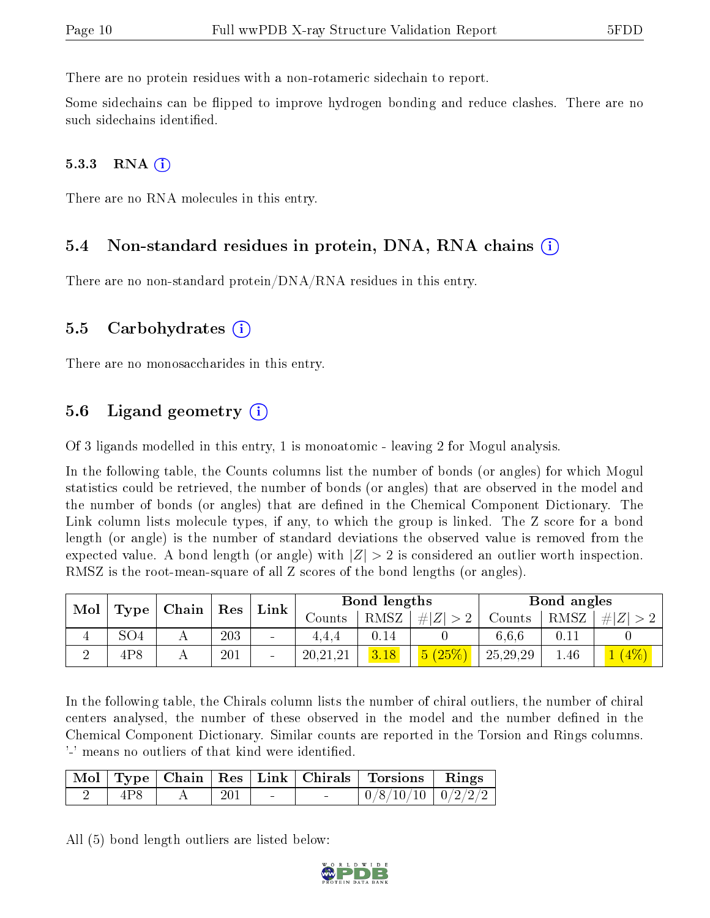There are no protein residues with a non-rotameric sidechain to report.

Some sidechains can be flipped to improve hydrogen bonding and reduce clashes. There are no such sidechains identified.

### 5.3.3 RNA (i)

There are no RNA molecules in this entry.

## 5.4 Non-standard residues in protein, DNA, RNA chains (i)

There are no non-standard protein/DNA/RNA residues in this entry.

## 5.5 Carbohydrates (i)

There are no monosaccharides in this entry.

## 5.6 Ligand geometry (i)

Of 3 ligands modelled in this entry, 1 is monoatomic - leaving 2 for Mogul analysis.

In the following table, the Counts columns list the number of bonds (or angles) for which Mogul statistics could be retrieved, the number of bonds (or angles) that are observed in the model and the number of bonds (or angles) that are defined in the Chemical Component Dictionary. The Link column lists molecule types, if any, to which the group is linked. The Z score for a bond length (or angle) is the number of standard deviations the observed value is removed from the expected value. A bond length (or angle) with $|Z| > 2$ is considered an outlier worth inspection. RMSZ is the root-mean-square of all Z scores of the bond lengths (or angles).

| Mol | Type | Chain | Res | Link | Bond lengths | | | Bond angles | | |
|---|---|---|---|---|---|---|---|---|---|---|
| | | | | | Counts | RMSZ | $\#\|Z\| > 2$ | Counts | RMSZ | $\#\|Z\| > 2$ |
| 4 | SO4 | A | 203 | - | 4,4,4 | 0.14 | 0 | 6,6,6 | 0.11 | 0 |
| 2 | 4P8 | A | 201 | - | 20,21,21 | 3.18 | 5 (25%) | 25,29,29 | 1.46 | 1 (4%) |

In the following table, the Chirals column lists the number of chiral outliers, the number of chiral centers analysed, the number of these observed in the model and the number defined in the Chemical Component Dictionary. Similar counts are reported in the Torsion and Rings columns. '-' means no outliers of that kind were identified.

| Mol | Type | Chain | Res | Link | Chirals | Torsions | Rings |
|---|---|---|---|---|---|---|---|
| 2 | 4P8 | A | 201 | - | - | 0/8/10/10 | 0/2/2/2 |

All (5) bond length outliers are listed below: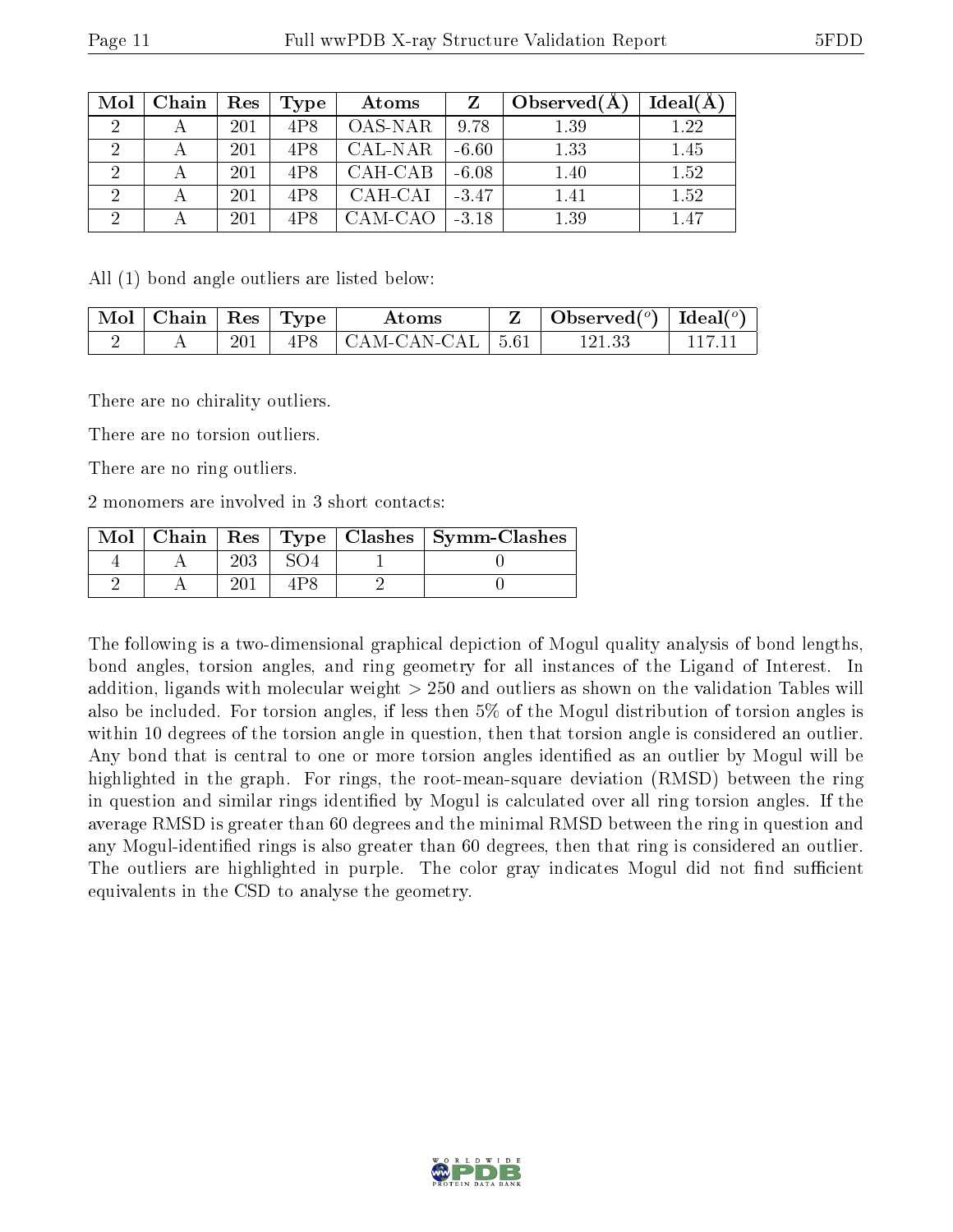| Mol | Chain | Res | Type | Atoms | Z | Observed(Å) | Ideal(Å) |
|---|---|---|---|---|---|---|---|
| 2 | A | 201 | 4P8 | OAS-NAR | 9.78 | 1.39 | 1.22 |
| 2 | A | 201 | 4P8 | CAL-NAR | -6.60 | 1.33 | 1.45 |
| 2 | A | 201 | 4P8 | CAH-CAB | -6.08 | 1.40 | 1.52 |
| 2 | A | 201 | 4P8 | CAH-CAI | -3.47 | 1.41 | 1.52 |
| 2 | A | 201 | 4P8 | CAM-CAO | -3.18 | 1.39 | 1.47 |

All (1) bond angle outliers are listed below:

| Mol | Chain | Res | Type | Atoms | Z | Observed(°) | Ideal(°) |
|---|---|---|---|---|---|---|---|
| 2 | A | 201 | 4P8 | CAM-CAN-CAL | 5.61 | 121.33 | 117.11 |

There are no chirality outliers.

There are no torsion outliers.

There are no ring outliers.

2 monomers are involved in 3 short contacts:

| Mol | Chain | Res | Type | Clashes | Symm-Clashes |
|---|---|---|---|---|---|
| 4 | A | 203 | SO4 | 1 | 0 |
| 2 | A | 201 | 4P8 | 2 | 0 |

The following is a two-dimensional graphical depiction of Mogul quality analysis of bond lengths, bond angles, torsion angles, and ring geometry for all instances of the Ligand of Interest. In addition, ligands with molecular weight > 250 and outliers as shown on the validation Tables will also be included. For torsion angles, if less then 5% of the Mogul distribution of torsion angles is within 10 degrees of the torsion angle in question, then that torsion angle is considered an outlier. Any bond that is central to one or more torsion angles identified as an outlier by Mogul will be highlighted in the graph. For rings, the root-mean-square deviation (RMSD) between the ring in question and similar rings identified by Mogul is calculated over all ring torsion angles. If the average RMSD is greater than 60 degrees and the minimal RMSD between the ring in question and any Mogul-identified rings is also greater than 60 degrees, then that ring is considered an outlier. The outliers are highlighted in purple. The color gray indicates Mogul did not find sufficient equivalents in the CSD to analyse the geometry.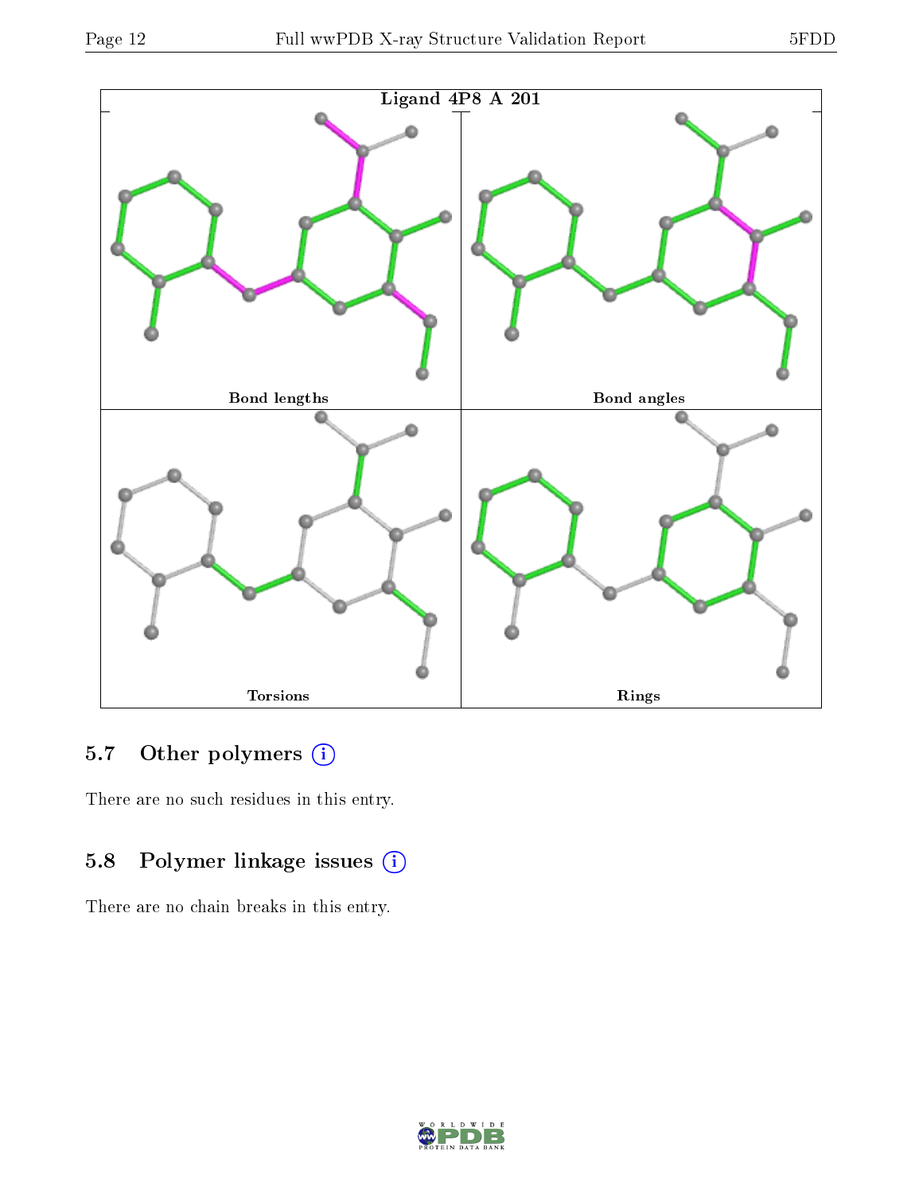Ligand 4P8 A 201

Bond lengths

Bond angles

Torsions

Rings

## 5.7 Other polymers

There are no such residues in this entry.

## 5.8 Polymer linkage issues

There are no chain breaks in this entry.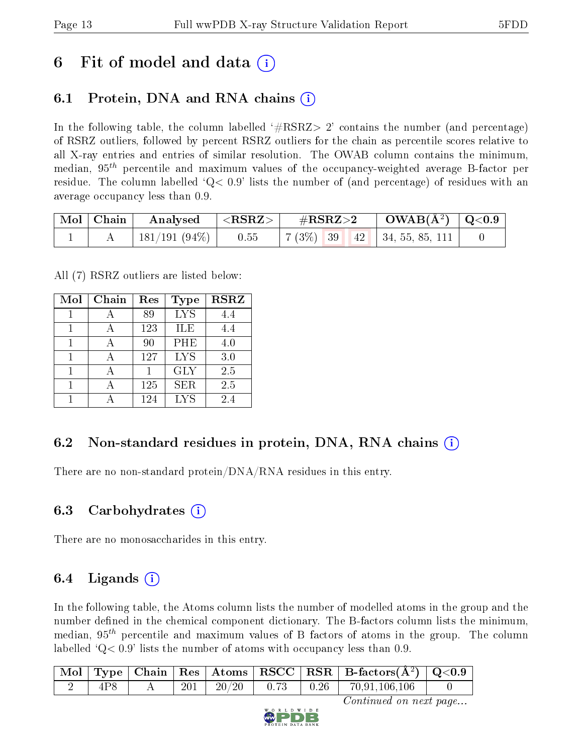# 6 Fit of model and data (i)

## 6.1 Protein, DNA and RNA chains (i)

In the following table, the column labelled '#RSRZ> 2' contains the number (and percentage) of RSRZ outliers, followed by percent RSRZ outliers for the chain as percentile scores relative to all X-ray entries and entries of similar resolution. The OWAB column contains the minimum, median, $95^{th}$ percentile and maximum values of the occupancy-weighted average B-factor per residue. The column labelled 'Q< 0.9' lists the number of (and percentage) of residues with an average occupancy less than 0.9.

| Mol | Chain | Analysed | <RSRZ> | #RSRZ>2 | | | OWAB(Å$^2$) | Q<0.9 |
|---|---|---|---|---|---|---|---|---|
| 1 | A | 181/191 (94%) | 0.55 | 7 (3%) | 39 | 42 | 34, 55, 85, 111 | 0 |

All (7) RSRZ outliers are listed below:

| Mol | Chain | Res | Type | RSRZ |
|---|---|---|---|---|
| 1 | A | 89 | LYS | 4.4 |
| 1 | A | 123 | ILE | 4.4 |
| 1 | A | 90 | PHE | 4.0 |
| 1 | A | 127 | LYS | 3.0 |
| 1 | A | 1 | GLY | 2.5 |
| 1 | A | 125 | SER | 2.5 |
| 1 | A | 124 | LYS | 2.4 |

## 6.2 Non-standard residues in protein, DNA, RNA chains (i)

There are no non-standard protein/DNA/RNA residues in this entry.

## 6.3 Carbohydrates (i)

There are no monosaccharides in this entry.

## 6.4 Ligands (i)

In the following table, the Atoms column lists the number of modelled atoms in the group and the number defined in the chemical component dictionary. The B-factors column lists the minimum, median, $95^{th}$ percentile and maximum values of B factors of atoms in the group. The column labelled 'Q< 0.9' lists the number of atoms with occupancy less than 0.9.

| Mol | Type | Chain | Res | Atoms | RSCC | RSR | B-factors(Å$^2$) | Q<0.9 |
|---|---|---|---|---|---|---|---|---|
| 2 | 4P8 | A | 201 | 20/20 | 0.73 | 0.26 | 70,91,106,106 | 0 |

*Continued on next page...*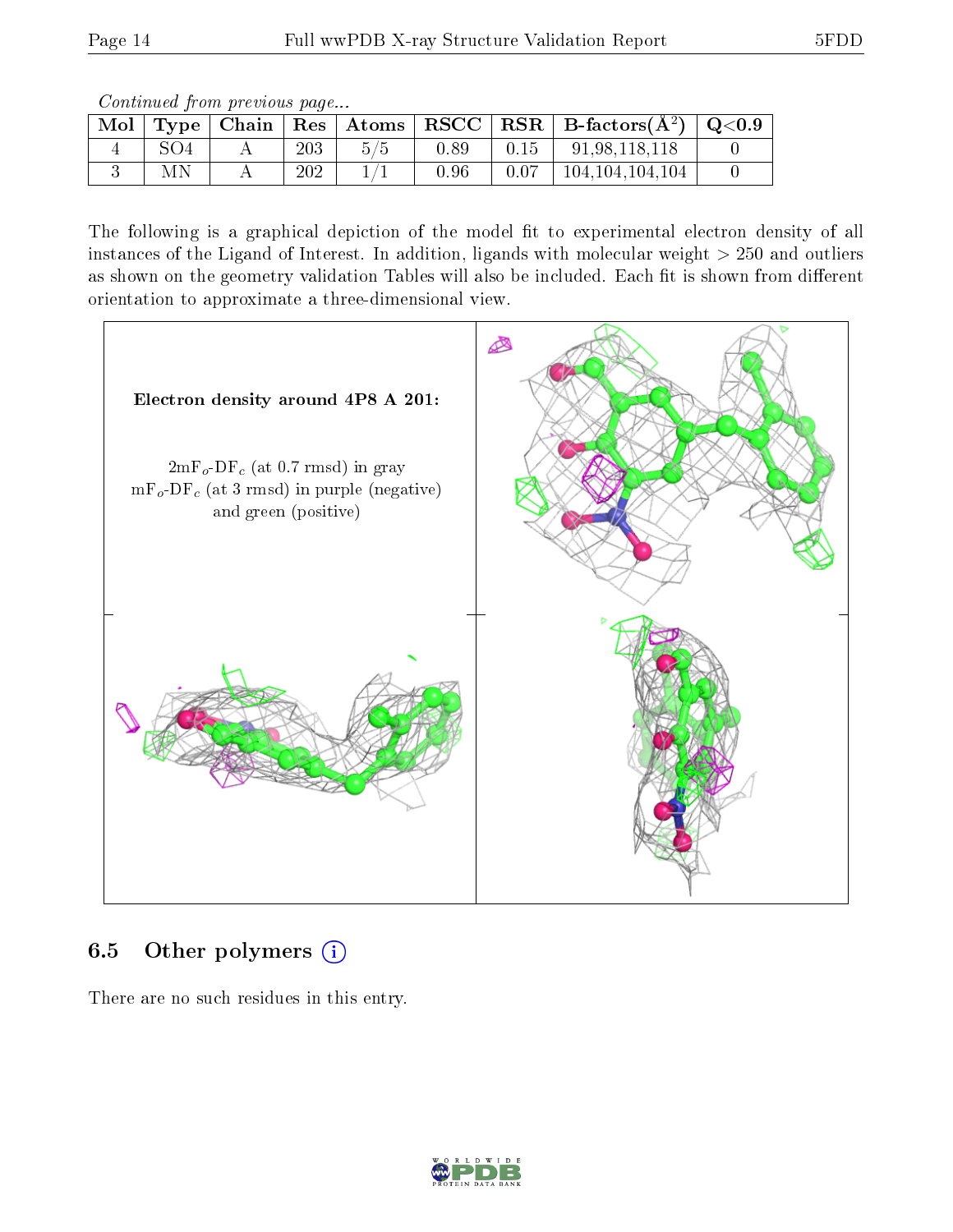*Continued from previous page...*

| Mol | Type | Chain | Res | Atoms | RSCC | RSR | B-factors($Å^2$) | Q<0.9 |
|---|---|---|---|---|---|---|---|---|
| 4 | SO4 | A | 203 | 5/5 | 0.89 | 0.15 | 91,98,118,118 | 0 |
| 3 | MN | A | 202 | 1/1 | 0.96 | 0.07 | 104,104,104,104 | 0 |

The following is a graphical depiction of the model fit to experimental electron density of all instances of the Ligand of Interest. In addition, ligands with molecular weight > 250 and outliers as shown on the geometry validation Tables will also be included. Each fit is shown from different orientation to approximate a three-dimensional view.

**Electron density around 4P8 A 201:**

$2mF_o$-$DF_c$ (at 0.7 rmsd) in gray
$mF_o$-$DF_c$ (at 3 rmsd) in purple (negative) and green (positive)

## 6.5 Other polymers

There are no such residues in this entry.